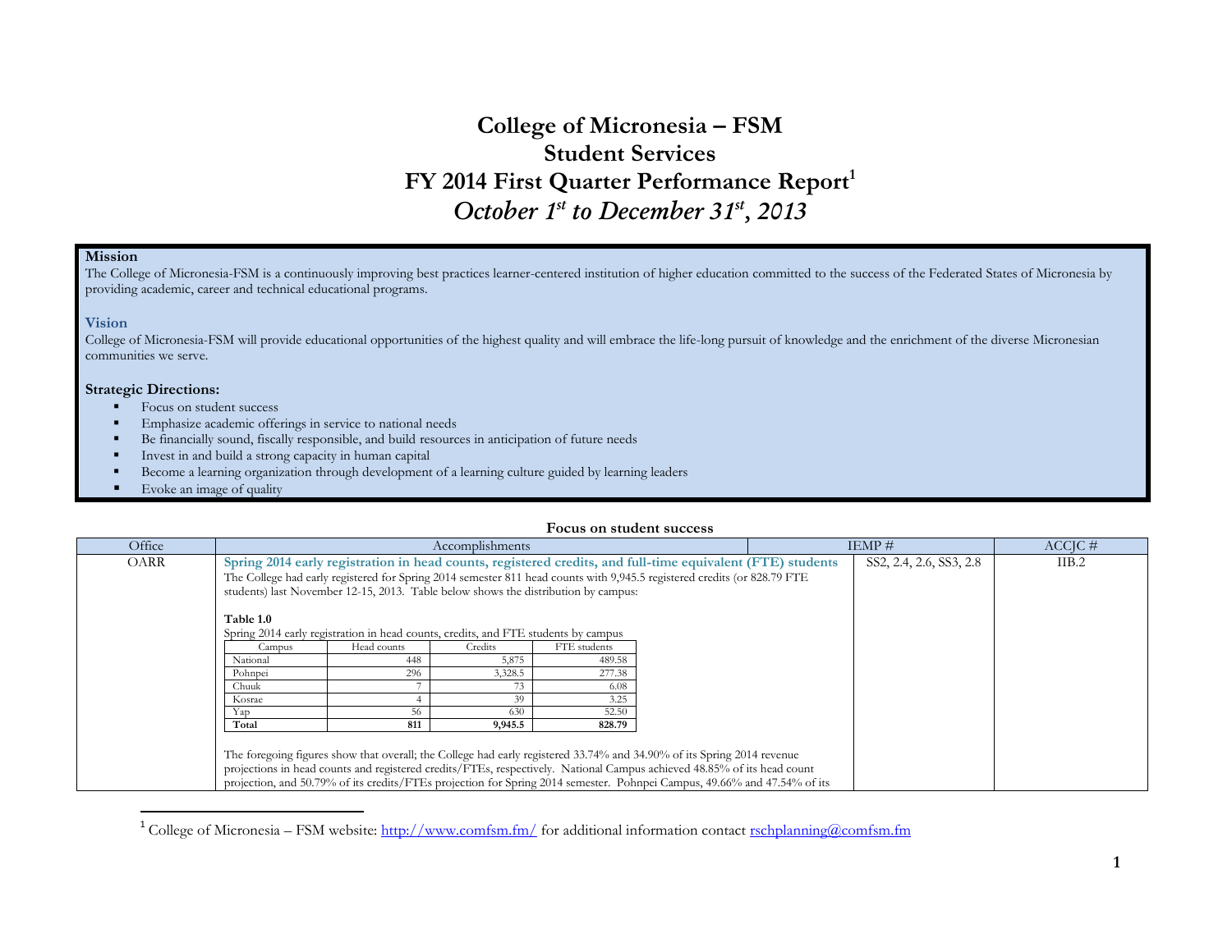# College of Micronesia – FSM
# Student Services
# FY 2014 First Quarter Performance Report[1]
# *October 1st to December 31st, 2013*

**Mission**
The College of Micronesia-FSM is a continuously improving best practices learner-centered institution of higher education committed to the success of the Federated States of Micronesia by providing academic, career and technical educational programs.

**Vision**
College of Micronesia-FSM will provide educational opportunities of the highest quality and will embrace the life-long pursuit of knowledge and the enrichment of the diverse Micronesian communities we serve.

**Strategic Directions:**

- Focus on student success
- Emphasize academic offerings in service to national needs
- Be financially sound, fiscally responsible, and build resources in anticipation of future needs
- Invest in and build a strong capacity in human capital
- Become a learning organization through development of a learning culture guided by learning leaders
- Evoke an image of quality

**Focus on student success**

| Office | Accomplishments | IEMP # | ACCJC # |
|---|---|---|---|
| OARR | **Spring 2014 early registration in head counts, registered credits, and full-time equivalent (FTE) students**<br>The College had early registered for Spring 2014 semester 811 head counts with 9,945.5 registered credits (or 828.79 FTE students) last November 12-15, 2013. Table below shows the distribution by campus:<br><br>**Table 1.0**<br>Spring 2014 early registration in head counts, credits, and FTE students by campus<br>Campus / Head counts / Credits / FTE students<br>National / 448 / 5,875 / 489.58<br>Pohnpei / 296 / 3,328.5 / 277.38<br>Chuuk / 7 / 73 / 6.08<br>Kosrae / 4 / 39 / 3.25<br>Yap / 56 / 630 / 52.50<br>**Total / 811 / 9,945.5 / 828.79**<br><br>The foregoing figures show that overall; the College had early registered 33.74% and 34.90% of its Spring 2014 revenue projections in head counts and registered credits/FTEs, respectively. National Campus achieved 48.85% of its head count projection, and 50.79% of its credits/FTEs projection for Spring 2014 semester. Pohnpei Campus, 49.66% and 47.54% of its | SS2, 2.4, 2.6, SS3, 2.8 | IIB.2 |

**Table 1.0**
Spring 2014 early registration in head counts, credits, and FTE students by campus

| Campus | Head counts | Credits | FTE students |
|---|---|---|---|
| National | 448 | 5,875 | 489.58 |
| Pohnpei | 296 | 3,328.5 | 277.38 |
| Chuuk | 7 | 73 | 6.08 |
| Kosrae | 4 | 39 | 3.25 |
| Yap | 56 | 630 | 52.50 |
| **Total** | **811** | **9,945.5** | **828.79** |

[1] College of Micronesia – FSM website: http://www.comfsm.fm/ for additional information contact rschplanning@comfsm.fm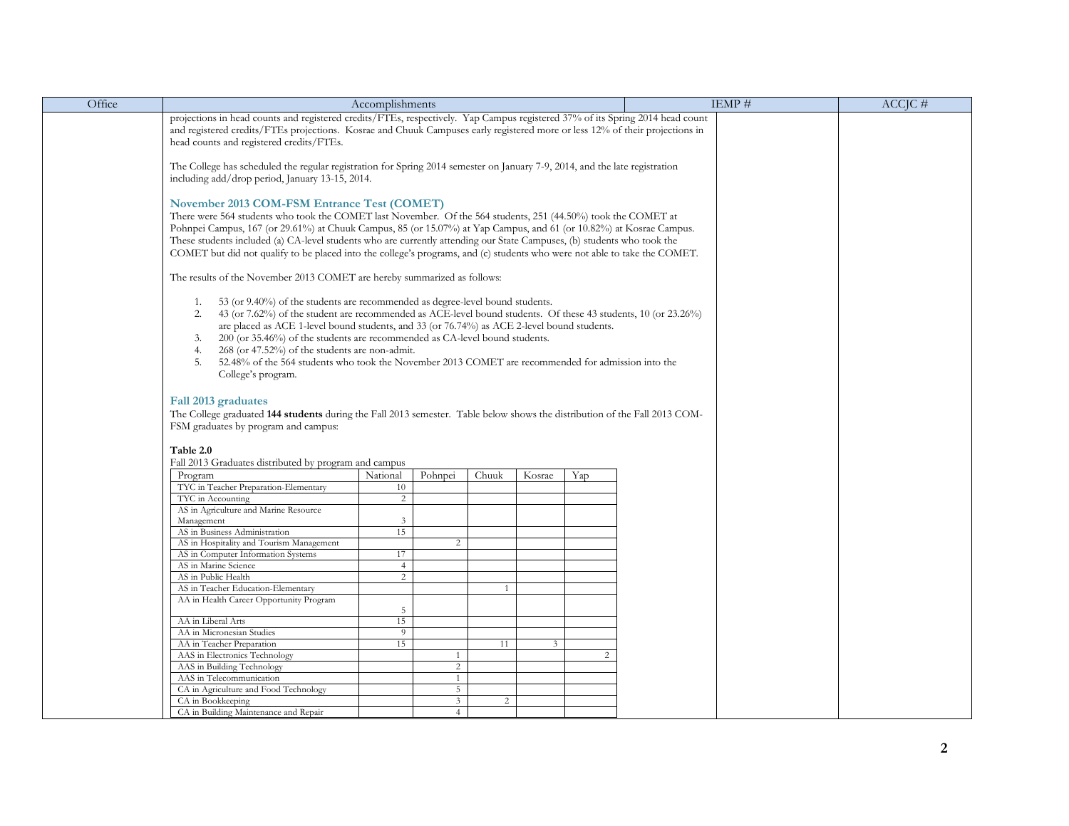| Office | Accomplishments | IEMP # | ACCJC # |
|---|---|---|---|
| | projections in head counts and registered credits/FTEs, respectively. Yap Campus registered 37% of its Spring 2014 head count and registered credits/FTEs projections. Kosrae and Chuuk Campuses early registered more or less 12% of their projections in head counts and registered credits/FTEs. | | |

The College has scheduled the regular registration for Spring 2014 semester on January 7-9, 2014, and the late registration including add/drop period, January 13-15, 2014.

### November 2013 COM-FSM Entrance Test (COMET)

There were 564 students who took the COMET last November. Of the 564 students, 251 (44.50%) took the COMET at Pohnpei Campus, 167 (or 29.61%) at Chuuk Campus, 85 (or 15.07%) at Yap Campus, and 61 (or 10.82%) at Kosrae Campus. These students included (a) CA-level students who are currently attending our State Campuses, (b) students who took the COMET but did not qualify to be placed into the college's programs, and (c) students who were not able to take the COMET.

The results of the November 2013 COMET are hereby summarized as follows:

1. 53 (or 9.40%) of the students are recommended as degree-level bound students.
2. 43 (or 7.62%) of the student are recommended as ACE-level bound students. Of these 43 students, 10 (or 23.26%) are placed as ACE 1-level bound students, and 33 (or 76.74%) as ACE 2-level bound students.
3. 200 (or 35.46%) of the students are recommended as CA-level bound students.
4. 268 (or 47.52%) of the students are non-admit.
5. 52.48% of the 564 students who took the November 2013 COMET are recommended for admission into the College's program.

### Fall 2013 graduates

The College graduated **144 students** during the Fall 2013 semester. Table below shows the distribution of the Fall 2013 COM-FSM graduates by program and campus:

**Table 2.0**

Fall 2013 Graduates distributed by program and campus

| Program | National | Pohnpei | Chuuk | Kosrae | Yap |
|---|---|---|---|---|---|
| TYC in Teacher Preparation-Elementary | 10 | | | | |
| TYC in Accounting | 2 | | | | |
| AS in Agriculture and Marine Resource Management | 3 | | | | |
| AS in Business Administration | 15 | | | | |
| AS in Hospitality and Tourism Management | | 2 | | | |
| AS in Computer Information Systems | 17 | | | | |
| AS in Marine Science | 4 | | | | |
| AS in Public Health | 2 | | | | |
| AS in Teacher Education-Elementary | | | 1 | | |
| AA in Health Career Opportunity Program | 5 | | | | |
| AA in Liberal Arts | 15 | | | | |
| AA in Micronesian Studies | 9 | | | | |
| AA in Teacher Preparation | 15 | | 11 | 3 | |
| AAS in Electronics Technology | | 1 | | | 2 |
| AAS in Building Technology | | 2 | | | |
| AAS in Telecommunication | | 1 | | | |
| CA in Agriculture and Food Technology | | 5 | | | |
| CA in Bookkeeping | | 3 | 2 | | |
| CA in Building Maintenance and Repair | | 4 | | | |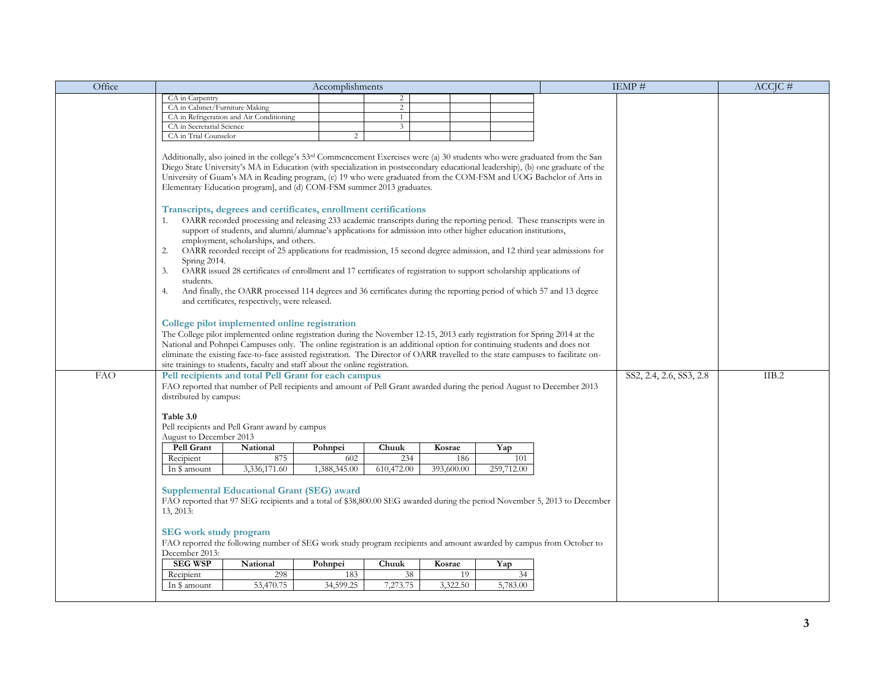| Office | Accomplishments | IEMP # | ACCJC # |
|---|---|---|---|

| | | | | | |
|---|---|---|---|---|---|
| CA in Carpentry | | 2 | | | |
| CA in Cabinet/Furniture Making | | 2 | | | |
| CA in Refrigeration and Air Conditioning | | 1 | | | |
| CA in Secretarial Science | | 3 | | | |
| CA in Trial Counselor | 2 | | | | |

Additionally, also joined in the college's 53rd Commencement Exercises were (a) 30 students who were graduated from the San Diego State University's MA in Education (with specialization in postsecondary educational leadership), (b) one graduate of the University of Guam's MA in Reading program, (c) 19 who were graduated from the COM-FSM and UOG Bachelor of Arts in Elementary Education program], and (d) COM-FSM summer 2013 graduates.

### Transcripts, degrees and certificates, enrollment certifications

1. OARR recorded processing and releasing 233 academic transcripts during the reporting period. These transcripts were in support of students, and alumni/alumnae's applications for admission into other higher education institutions, employment, scholarships, and others.
2. OARR recorded receipt of 25 applications for readmission, 15 second degree admission, and 12 third year admissions for Spring 2014.
3. OARR issued 28 certificates of enrollment and 17 certificates of registration to support scholarship applications of students.
4. And finally, the OARR processed 114 degrees and 36 certificates during the reporting period of which 57 and 13 degree and certificates, respectively, were released.

### College pilot implemented online registration

The College pilot implemented online registration during the November 12-15, 2013 early registration for Spring 2014 at the National and Pohnpei Campuses only. The online registration is an additional option for continuing students and does not eliminate the existing face-to-face assisted registration. The Director of OARR travelled to the state campuses to facilitate on-site trainings to students, faculty and staff about the online registration.

---

**Office:** FAO | **IEMP #:** SS2, 2.4, 2.6, SS3, 2.8 | **ACCJC #:** IIB.2

### Pell recipients and total Pell Grant for each campus

FAO reported that number of Pell recipients and amount of Pell Grant awarded during the period August to December 2013 distributed by campus:

**Table 3.0**

Pell recipients and Pell Grant award by campus
August to December 2013

| Pell Grant | National | Pohnpei | Chuuk | Kosrae | Yap |
|---|---|---|---|---|---|
| Recipient | 875 | 602 | 234 | 186 | 101 |
| In $ amount | 3,336,171.60 | 1,388,345.00 | 610,472.00 | 393,600.00 | 259,712.00 |

### Supplemental Educational Grant (SEG) award

FAO reported that 97 SEG recipients and a total of $38,800.00 SEG awarded during the period November 5, 2013 to December 13, 2013:

### SEG work study program

FAO reported the following number of SEG work study program recipients and amount awarded by campus from October to December 2013:

| SEG WSP | National | Pohnpei | Chuuk | Kosrae | Yap |
|---|---|---|---|---|---|
| Recipient | 298 | 183 | 38 | 19 | 34 |
| In $ amount | 53,470.75 | 34,599.25 | 7,273.75 | 3,322.50 | 5,783.00 |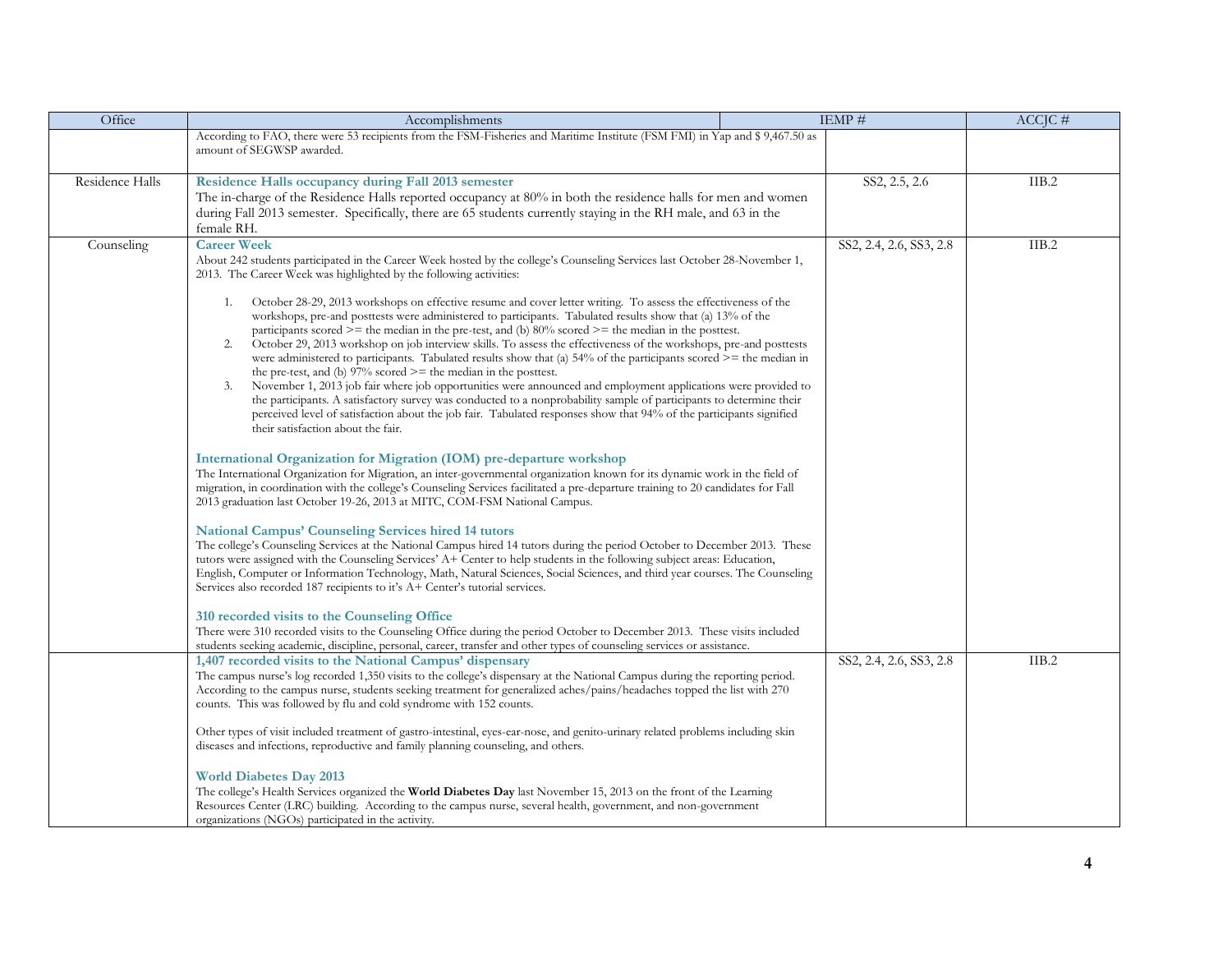| Office | Accomplishments | IEMP # | ACCJC # |
|---|---|---|---|
| | According to FAO, there were 53 recipients from the FSM-Fisheries and Maritime Institute (FSM FMI) in Yap and $ 9,467.50 as amount of SEGWSP awarded. | | |
| Residence Halls | **Residence Halls occupancy during Fall 2013 semester**<br>The in-charge of the Residence Halls reported occupancy at 80% in both the residence halls for men and women during Fall 2013 semester. Specifically, there are 65 students currently staying in the RH male, and 63 in the female RH. | SS2, 2.5, 2.6 | IIB.2 |
| Counseling | **Career Week**<br>About 242 students participated in the Career Week hosted by the college's Counseling Services last October 28-November 1, 2013. The Career Week was highlighted by the following activities:<br><br>1. October 28-29, 2013 workshops on effective resume and cover letter writing. To assess the effectiveness of the workshops, pre-and posttests were administered to participants. Tabulated results show that (a) 13% of the participants scored >= the median in the pre-test, and (b) 80% scored >= the median in the posttest.<br>2. October 29, 2013 workshop on job interview skills. To assess the effectiveness of the workshops, pre-and posttests were administered to participants. Tabulated results show that (a) 54% of the participants scored >= the median in the pre-test, and (b) 97% scored >= the median in the posttest.<br>3. November 1, 2013 job fair where job opportunities were announced and employment applications were provided to the participants. A satisfactory survey was conducted to a nonprobability sample of participants to determine their perceived level of satisfaction about the job fair. Tabulated responses show that 94% of the participants signified their satisfaction about the fair.<br><br>**International Organization for Migration (IOM) pre-departure workshop**<br>The International Organization for Migration, an inter-governmental organization known for its dynamic work in the field of migration, in coordination with the college's Counseling Services facilitated a pre-departure training to 20 candidates for Fall 2013 graduation last October 19-26, 2013 at MITC, COM-FSM National Campus.<br><br>**National Campus' Counseling Services hired 14 tutors**<br>The college's Counseling Services at the National Campus hired 14 tutors during the period October to December 2013. These tutors were assigned with the Counseling Services' A+ Center to help students in the following subject areas: Education, English, Computer or Information Technology, Math, Natural Sciences, Social Sciences, and third year courses. The Counseling Services also recorded 187 recipients to it's A+ Center's tutorial services.<br><br>**310 recorded visits to the Counseling Office**<br>There were 310 recorded visits to the Counseling Office during the period October to December 2013. These visits included students seeking academic, discipline, personal, career, transfer and other types of counseling services or assistance. | SS2, 2.4, 2.6, SS3, 2.8 | IIB.2 |
| | **1,407 recorded visits to the National Campus' dispensary**<br>The campus nurse's log recorded 1,350 visits to the college's dispensary at the National Campus during the reporting period. According to the campus nurse, students seeking treatment for generalized aches/pains/headaches topped the list with 270 counts. This was followed by flu and cold syndrome with 152 counts.<br><br>Other types of visit included treatment of gastro-intestinal, eyes-ear-nose, and genito-urinary related problems including skin diseases and infections, reproductive and family planning counseling, and others.<br><br>**World Diabetes Day 2013**<br>The college's Health Services organized the **World Diabetes Day** last November 15, 2013 on the front of the Learning Resources Center (LRC) building. According to the campus nurse, several health, government, and non-government organizations (NGOs) participated in the activity. | SS2, 2.4, 2.6, SS3, 2.8 | IIB.2 |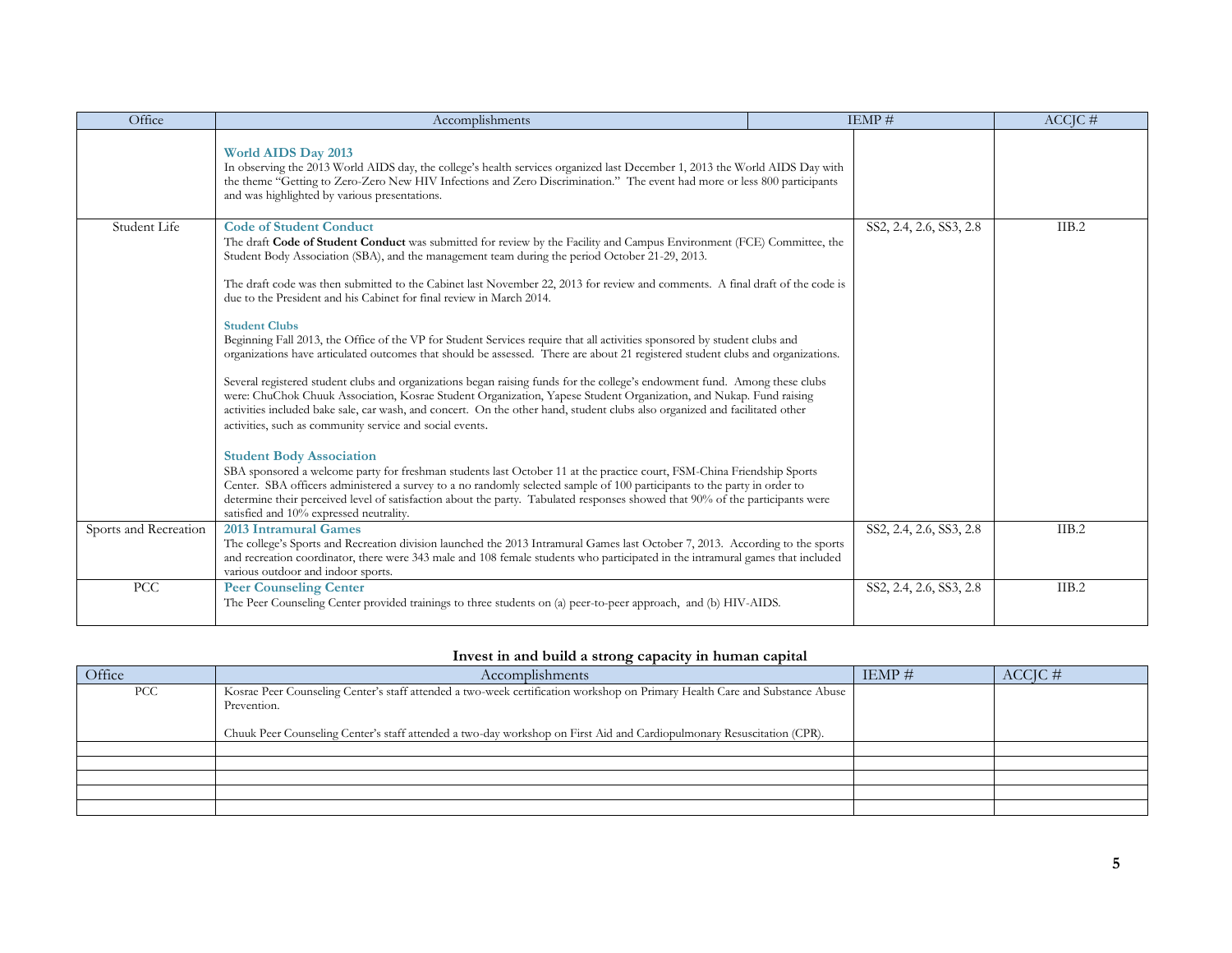| Office | Accomplishments | IEMP # | ACCJC # |
|---|---|---|---|
| | **World AIDS Day 2013**<br>In observing the 2013 World AIDS day, the college's health services organized last December 1, 2013 the World AIDS Day with the theme "Getting to Zero-Zero New HIV Infections and Zero Discrimination." The event had more or less 800 participants and was highlighted by various presentations. | | |
| Student Life | **Code of Student Conduct**<br>The draft **Code of Student Conduct** was submitted for review by the Facility and Campus Environment (FCE) Committee, the Student Body Association (SBA), and the management team during the period October 21-29, 2013.<br><br>The draft code was then submitted to the Cabinet last November 22, 2013 for review and comments. A final draft of the code is due to the President and his Cabinet for final review in March 2014.<br><br>**Student Clubs**<br>Beginning Fall 2013, the Office of the VP for Student Services require that all activities sponsored by student clubs and organizations have articulated outcomes that should be assessed. There are about 21 registered student clubs and organizations.<br><br>Several registered student clubs and organizations began raising funds for the college's endowment fund. Among these clubs were: ChuChok Chuuk Association, Kosrae Student Organization, Yapese Student Organization, and Nukap. Fund raising activities included bake sale, car wash, and concert. On the other hand, student clubs also organized and facilitated other activities, such as community service and social events.<br><br>**Student Body Association**<br>SBA sponsored a welcome party for freshman students last October 11 at the practice court, FSM-China Friendship Sports Center. SBA officers administered a survey to a no randomly selected sample of 100 participants to the party in order to determine their perceived level of satisfaction about the party. Tabulated responses showed that 90% of the participants were satisfied and 10% expressed neutrality. | SS2, 2.4, 2.6, SS3, 2.8 | IIB.2 |
| Sports and Recreation | **2013 Intramural Games**<br>The college's Sports and Recreation division launched the 2013 Intramural Games last October 7, 2013. According to the sports and recreation coordinator, there were 343 male and 108 female students who participated in the intramural games that included various outdoor and indoor sports. | SS2, 2.4, 2.6, SS3, 2.8 | IIB.2 |
| PCC | **Peer Counseling Center**<br>The Peer Counseling Center provided trainings to three students on (a) peer-to-peer approach, and (b) HIV-AIDS. | SS2, 2.4, 2.6, SS3, 2.8 | IIB.2 |

### Invest in and build a strong capacity in human capital

| Office | Accomplishments | IEMP # | ACCJC # |
|---|---|---|---|
| PCC | Kosrae Peer Counseling Center's staff attended a two-week certification workshop on Primary Health Care and Substance Abuse Prevention.<br><br>Chuuk Peer Counseling Center's staff attended a two-day workshop on First Aid and Cardiopulmonary Resuscitation (CPR). | | |
| | | | |
| | | | |
| | | | |
| | | | |
| | | | |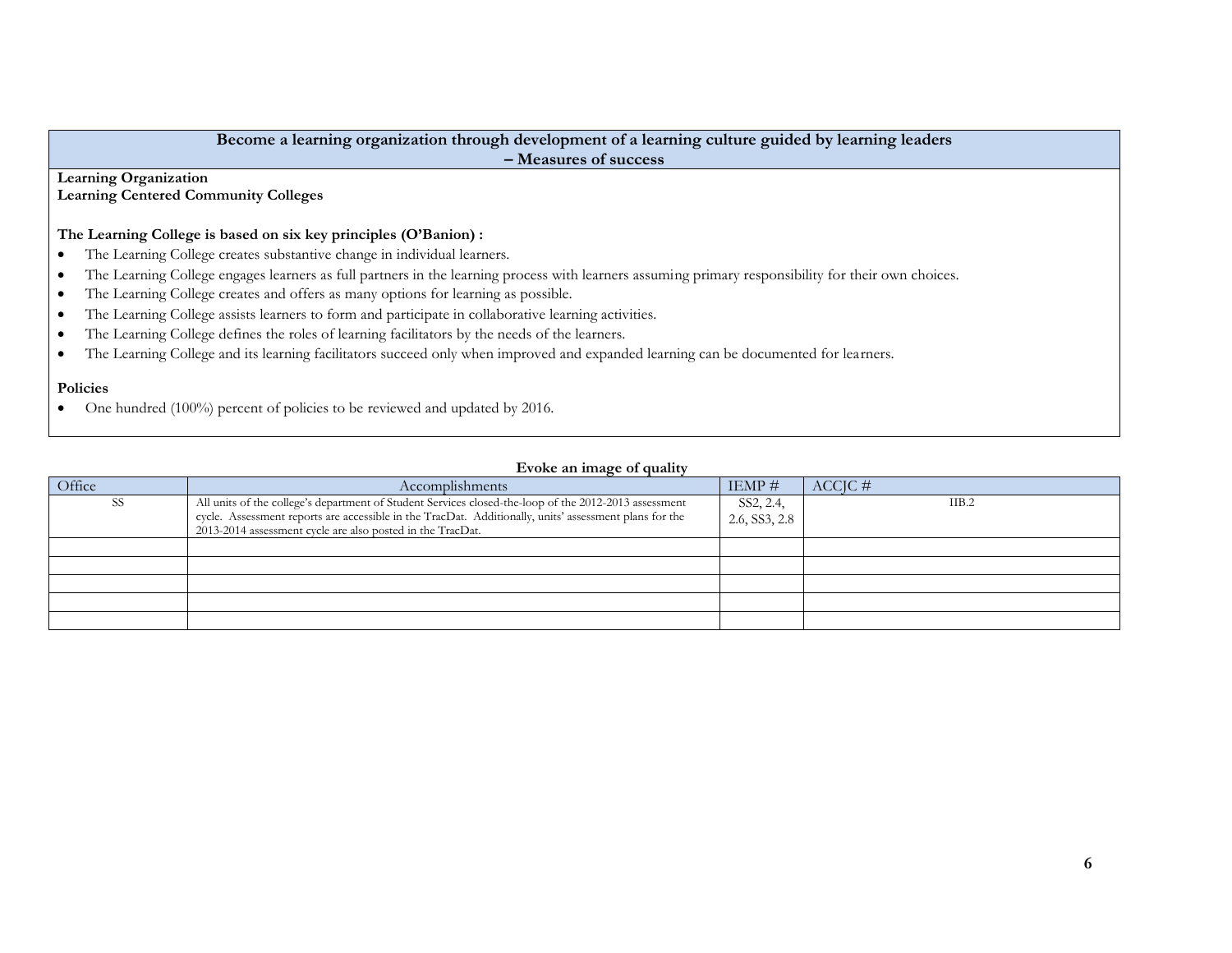## Become a learning organization through development of a learning culture guided by learning leaders – Measures of success

**Learning Organization**
**Learning Centered Community Colleges**

**The Learning College is based on six key principles (O'Banion) :**

- The Learning College creates substantive change in individual learners.
- The Learning College engages learners as full partners in the learning process with learners assuming primary responsibility for their own choices.
- The Learning College creates and offers as many options for learning as possible.
- The Learning College assists learners to form and participate in collaborative learning activities.
- The Learning College defines the roles of learning facilitators by the needs of the learners.
- The Learning College and its learning facilitators succeed only when improved and expanded learning can be documented for learners.

**Policies**

- One hundred (100%) percent of policies to be reviewed and updated by 2016.

**Evoke an image of quality**

| Office | Accomplishments | IEMP # | ACCJC # |
|---|---|---|---|
| SS | All units of the college's department of Student Services closed-the-loop of the 2012-2013 assessment cycle. Assessment reports are accessible in the TracDat. Additionally, units' assessment plans for the 2013-2014 assessment cycle are also posted in the TracDat. | SS2, 2.4, 2.6, SS3, 2.8 | IIB.2 |
| | | | |
| | | | |
| | | | |
| | | | |
| | | | |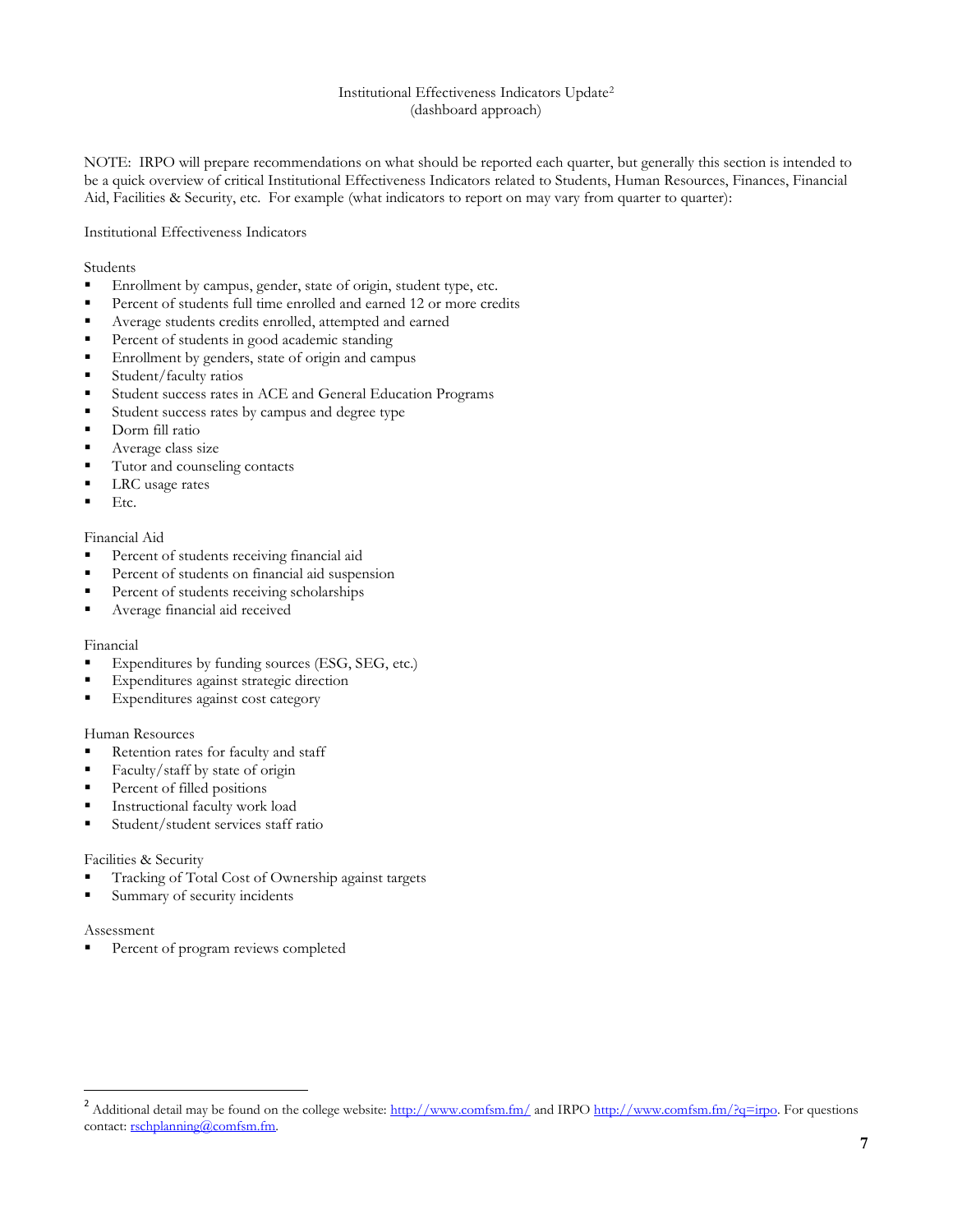## Institutional Effectiveness Indicators Update[2]
(dashboard approach)

NOTE: IRPO will prepare recommendations on what should be reported each quarter, but generally this section is intended to be a quick overview of critical Institutional Effectiveness Indicators related to Students, Human Resources, Finances, Financial Aid, Facilities & Security, etc. For example (what indicators to report on may vary from quarter to quarter):

Institutional Effectiveness Indicators

Students

- Enrollment by campus, gender, state of origin, student type, etc.
- Percent of students full time enrolled and earned 12 or more credits
- Average students credits enrolled, attempted and earned
- Percent of students in good academic standing
- Enrollment by genders, state of origin and campus
- Student/faculty ratios
- Student success rates in ACE and General Education Programs
- Student success rates by campus and degree type
- Dorm fill ratio
- Average class size
- Tutor and counseling contacts
- LRC usage rates
- Etc.

Financial Aid

- Percent of students receiving financial aid
- Percent of students on financial aid suspension
- Percent of students receiving scholarships
- Average financial aid received

Financial

- Expenditures by funding sources (ESG, SEG, etc.)
- Expenditures against strategic direction
- Expenditures against cost category

Human Resources

- Retention rates for faculty and staff
- Faculty/staff by state of origin
- Percent of filled positions
- Instructional faculty work load
- Student/student services staff ratio

Facilities & Security

- Tracking of Total Cost of Ownership against targets
- Summary of security incidents

Assessment

- Percent of program reviews completed

---

[2] Additional detail may be found on the college website: http://www.comfsm.fm/ and IRPO http://www.comfsm.fm/?q=irpo. For questions contact: rschplanning@comfsm.fm.